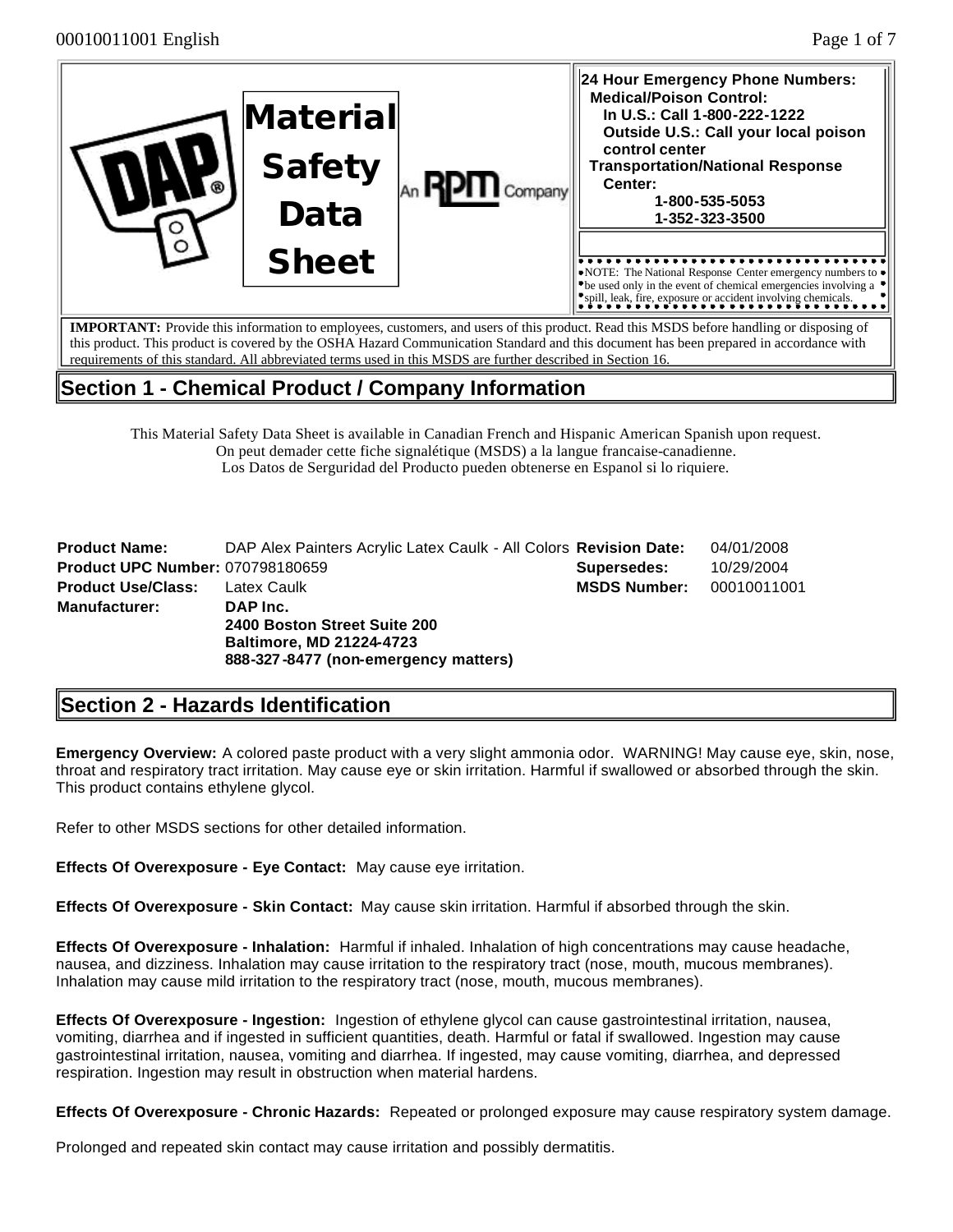# Material Safety Data Sheet

An RPM Company

**24 Hour Emergency Phone Numbers:**
**Medical/Poison Control:**
**In U.S.: Call 1-800-222-1222**
**Outside U.S.: Call your local poison control center**
**Transportation/National Response Center:**
**1-800-535-5053**
**1-352-323-3500**

NOTE: The National Response Center emergency numbers to be used only in the event of chemical emergencies involving a spill, leak, fire, exposure or accident involving chemicals.

**IMPORTANT:** Provide this information to employees, customers, and users of this product. Read this MSDS before handling or disposing of this product. This product is covered by the OSHA Hazard Communication Standard and this document has been prepared in accordance with requirements of this standard. All abbreviated terms used in this MSDS are further described in Section 16.

## Section 1 - Chemical Product / Company Information

This Material Safety Data Sheet is available in Canadian French and Hispanic American Spanish upon request.
On peut demader cette fiche signalétique (MSDS) a la langue francaise-canadienne.
Los Datos de Serguridad del Producto pueden obtenerse en Espanol si lo riquiere.

| | | | |
|---|---|---|---|
| **Product Name:** | DAP Alex Painters Acrylic Latex Caulk - All Colors | **Revision Date:** | 04/01/2008 |
| **Product UPC Number:** | 070798180659 | **Supersedes:** | 10/29/2004 |
| **Product Use/Class:** | Latex Caulk | **MSDS Number:** | 00010011001 |
| **Manufacturer:** | **DAP Inc.**<br>**2400 Boston Street Suite 200**<br>**Baltimore, MD 21224-4723**<br>**888-327-8477 (non-emergency matters)** | | |

## Section 2 - Hazards Identification

**Emergency Overview:** A colored paste product with a very slight ammonia odor. WARNING! May cause eye, skin, nose, throat and respiratory tract irritation. May cause eye or skin irritation. Harmful if swallowed or absorbed through the skin. This product contains ethylene glycol.

Refer to other MSDS sections for other detailed information.

**Effects Of Overexposure - Eye Contact:** May cause eye irritation.

**Effects Of Overexposure - Skin Contact:** May cause skin irritation. Harmful if absorbed through the skin.

**Effects Of Overexposure - Inhalation:** Harmful if inhaled. Inhalation of high concentrations may cause headache, nausea, and dizziness. Inhalation may cause irritation to the respiratory tract (nose, mouth, mucous membranes). Inhalation may cause mild irritation to the respiratory tract (nose, mouth, mucous membranes).

**Effects Of Overexposure - Ingestion:** Ingestion of ethylene glycol can cause gastrointestinal irritation, nausea, vomiting, diarrhea and if ingested in sufficient quantities, death. Harmful or fatal if swallowed. Ingestion may cause gastrointestinal irritation, nausea, vomiting and diarrhea. If ingested, may cause vomiting, diarrhea, and depressed respiration. Ingestion may result in obstruction when material hardens.

**Effects Of Overexposure - Chronic Hazards:** Repeated or prolonged exposure may cause respiratory system damage.

Prolonged and repeated skin contact may cause irritation and possibly dermatitis.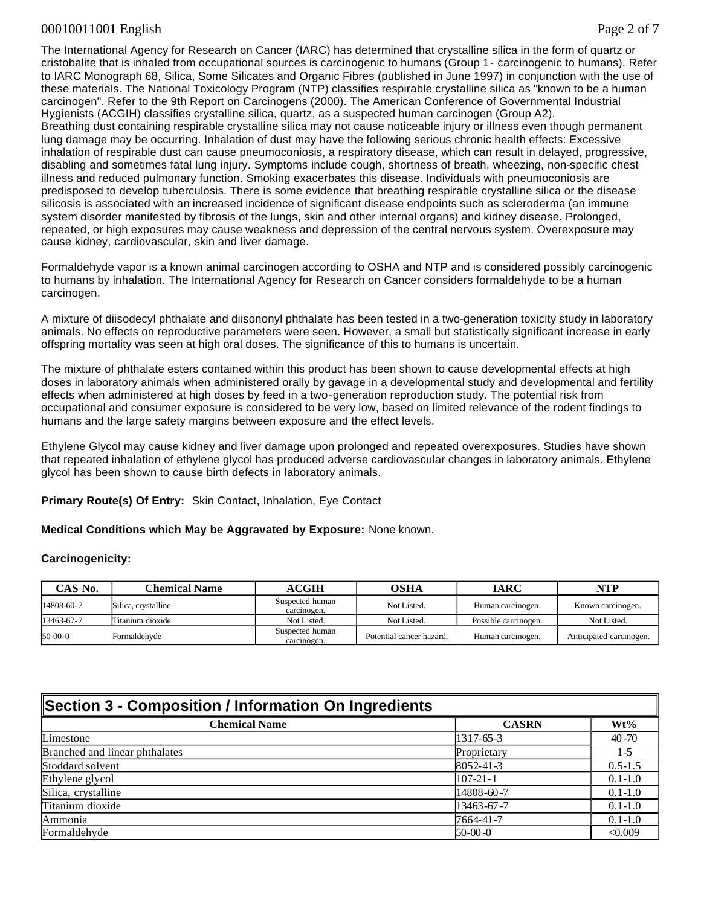The International Agency for Research on Cancer (IARC) has determined that crystalline silica in the form of quartz or cristobalite that is inhaled from occupational sources is carcinogenic to humans (Group 1- carcinogenic to humans). Refer to IARC Monograph 68, Silica, Some Silicates and Organic Fibres (published in June 1997) in conjunction with the use of these materials. The National Toxicology Program (NTP) classifies respirable crystalline silica as "known to be a human carcinogen". Refer to the 9th Report on Carcinogens (2000). The American Conference of Governmental Industrial Hygienists (ACGIH) classifies crystalline silica, quartz, as a suspected human carcinogen (Group A2).
Breathing dust containing respirable crystalline silica may not cause noticeable injury or illness even though permanent lung damage may be occurring. Inhalation of dust may have the following serious chronic health effects: Excessive inhalation of respirable dust can cause pneumoconiosis, a respiratory disease, which can result in delayed, progressive, disabling and sometimes fatal lung injury. Symptoms include cough, shortness of breath, wheezing, non-specific chest illness and reduced pulmonary function. Smoking exacerbates this disease. Individuals with pneumoconiosis are predisposed to develop tuberculosis. There is some evidence that breathing respirable crystalline silica or the disease silicosis is associated with an increased incidence of significant disease endpoints such as scleroderma (an immune system disorder manifested by fibrosis of the lungs, skin and other internal organs) and kidney disease. Prolonged, repeated, or high exposures may cause weakness and depression of the central nervous system. Overexposure may cause kidney, cardiovascular, skin and liver damage.

Formaldehyde vapor is a known animal carcinogen according to OSHA and NTP and is considered possibly carcinogenic to humans by inhalation. The International Agency for Research on Cancer considers formaldehyde to be a human carcinogen.

A mixture of diisodecyl phthalate and diisononyl phthalate has been tested in a two-generation toxicity study in laboratory animals. No effects on reproductive parameters were seen. However, a small but statistically significant increase in early offspring mortality was seen at high oral doses. The significance of this to humans is uncertain.

The mixture of phthalate esters contained within this product has been shown to cause developmental effects at high doses in laboratory animals when administered orally by gavage in a developmental study and developmental and fertility effects when administered at high doses by feed in a two-generation reproduction study. The potential risk from occupational and consumer exposure is considered to be very low, based on limited relevance of the rodent findings to humans and the large safety margins between exposure and the effect levels.

Ethylene Glycol may cause kidney and liver damage upon prolonged and repeated overexposures. Studies have shown that repeated inhalation of ethylene glycol has produced adverse cardiovascular changes in laboratory animals. Ethylene glycol has been shown to cause birth defects in laboratory animals.

**Primary Route(s) Of Entry:** Skin Contact, Inhalation, Eye Contact

**Medical Conditions which May be Aggravated by Exposure:** None known.

**Carcinogenicity:**

| CAS No. | Chemical Name | ACGIH | OSHA | IARC | NTP |
|---|---|---|---|---|---|
| 14808-60-7 | Silica, crystalline | Suspected human carcinogen. | Not Listed. | Human carcinogen. | Known carcinogen. |
| 13463-67-7 | Titanium dioxide | Not Listed. | Not Listed. | Possible carcinogen. | Not Listed. |
| 50-00-0 | Formaldehyde | Suspected human carcinogen. | Potential cancer hazard. | Human carcinogen. | Anticipated carcinogen. |

## Section 3 - Composition / Information On Ingredients

| Chemical Name | CASRN | Wt% |
|---|---|---|
| Limestone | 1317-65-3 | 40-70 |
| Branched and linear phthalates | Proprietary | 1-5 |
| Stoddard solvent | 8052-41-3 | 0.5-1.5 |
| Ethylene glycol | 107-21-1 | 0.1-1.0 |
| Silica, crystalline | 14808-60-7 | 0.1-1.0 |
| Titanium dioxide | 13463-67-7 | 0.1-1.0 |
| Ammonia | 7664-41-7 | 0.1-1.0 |
| Formaldehyde | 50-00-0 | <0.009 |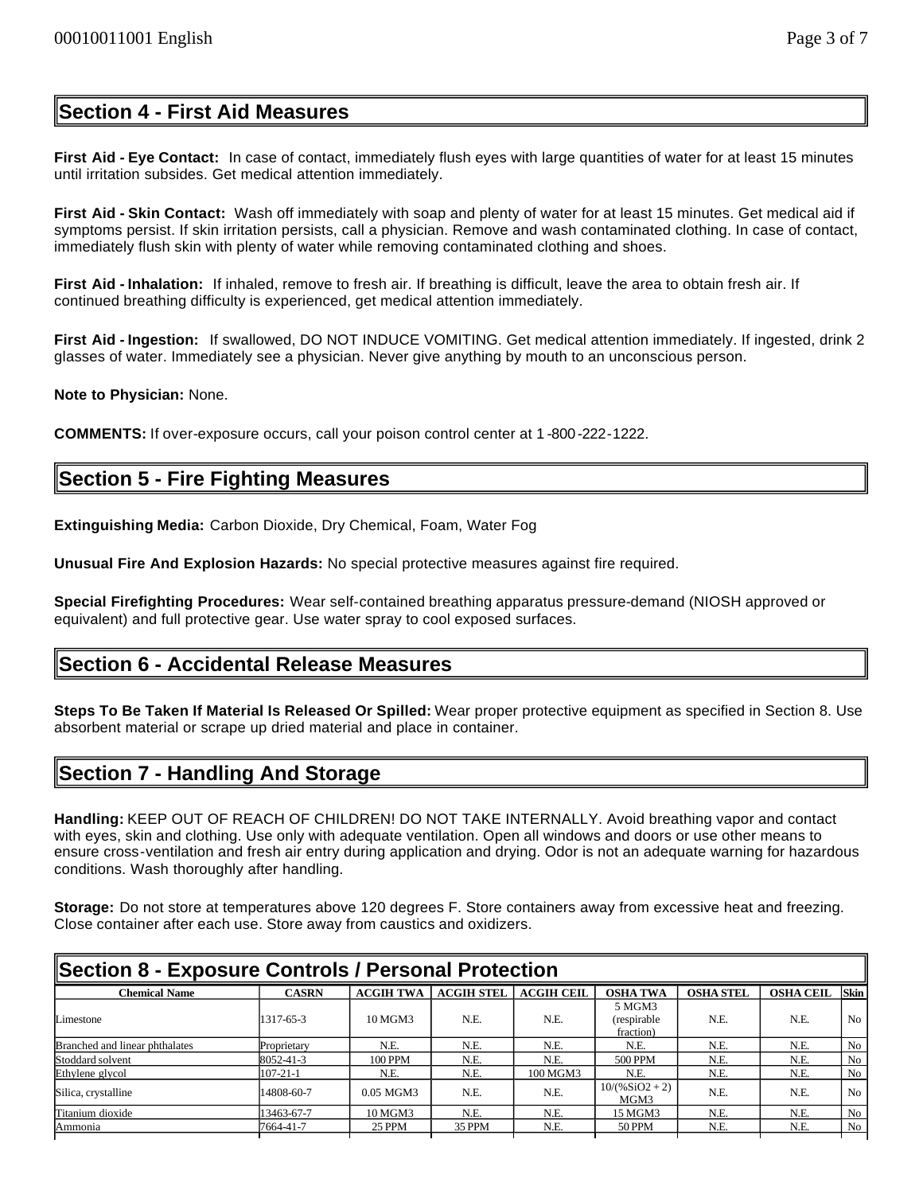## Section 4 - First Aid Measures

**First Aid - Eye Contact:** In case of contact, immediately flush eyes with large quantities of water for at least 15 minutes until irritation subsides. Get medical attention immediately.

**First Aid - Skin Contact:** Wash off immediately with soap and plenty of water for at least 15 minutes. Get medical aid if symptoms persist. If skin irritation persists, call a physician. Remove and wash contaminated clothing. In case of contact, immediately flush skin with plenty of water while removing contaminated clothing and shoes.

**First Aid - Inhalation:** If inhaled, remove to fresh air. If breathing is difficult, leave the area to obtain fresh air. If continued breathing difficulty is experienced, get medical attention immediately.

**First Aid - Ingestion:** If swallowed, DO NOT INDUCE VOMITING. Get medical attention immediately. If ingested, drink 2 glasses of water. Immediately see a physician. Never give anything by mouth to an unconscious person.

**Note to Physician:** None.

**COMMENTS:** If over-exposure occurs, call your poison control center at 1-800-222-1222.

## Section 5 - Fire Fighting Measures

**Extinguishing Media:** Carbon Dioxide, Dry Chemical, Foam, Water Fog

**Unusual Fire And Explosion Hazards:** No special protective measures against fire required.

**Special Firefighting Procedures:** Wear self-contained breathing apparatus pressure-demand (NIOSH approved or equivalent) and full protective gear. Use water spray to cool exposed surfaces.

## Section 6 - Accidental Release Measures

**Steps To Be Taken If Material Is Released Or Spilled:** Wear proper protective equipment as specified in Section 8. Use absorbent material or scrape up dried material and place in container.

## Section 7 - Handling And Storage

**Handling:** KEEP OUT OF REACH OF CHILDREN! DO NOT TAKE INTERNALLY. Avoid breathing vapor and contact with eyes, skin and clothing. Use only with adequate ventilation. Open all windows and doors or use other means to ensure cross-ventilation and fresh air entry during application and drying. Odor is not an adequate warning for hazardous conditions. Wash thoroughly after handling.

**Storage:** Do not store at temperatures above 120 degrees F. Store containers away from excessive heat and freezing. Close container after each use. Store away from caustics and oxidizers.

## Section 8 - Exposure Controls / Personal Protection

| Chemical Name | CASRN | ACGIH TWA | ACGIH STEL | ACGIH CEIL | OSHA TWA | OSHA STEL | OSHA CEIL | Skin |
|---|---|---|---|---|---|---|---|---|
| Limestone | 1317-65-3 | 10 MGM3 | N.E. | N.E. | 5 MGM3 (respirable fraction) | N.E. | N.E. | No |
| Branched and linear phthalates | Proprietary | N.E. | N.E. | N.E. | N.E. | N.E. | N.E. | No |
| Stoddard solvent | 8052-41-3 | 100 PPM | N.E. | N.E. | 500 PPM | N.E. | N.E. | No |
| Ethylene glycol | 107-21-1 | N.E. | N.E. | 100 MGM3 | N.E. | N.E. | N.E. | No |
| Silica, crystalline | 14808-60-7 | 0.05 MGM3 | N.E. | N.E. | 10/(%$SiO_2$ + 2) MGM3 | N.E. | N.E. | No |
| Titanium dioxide | 13463-67-7 | 10 MGM3 | N.E. | N.E. | 15 MGM3 | N.E. | N.E. | No |
| Ammonia | 7664-41-7 | 25 PPM | 35 PPM | N.E. | 50 PPM | N.E. | N.E. | No |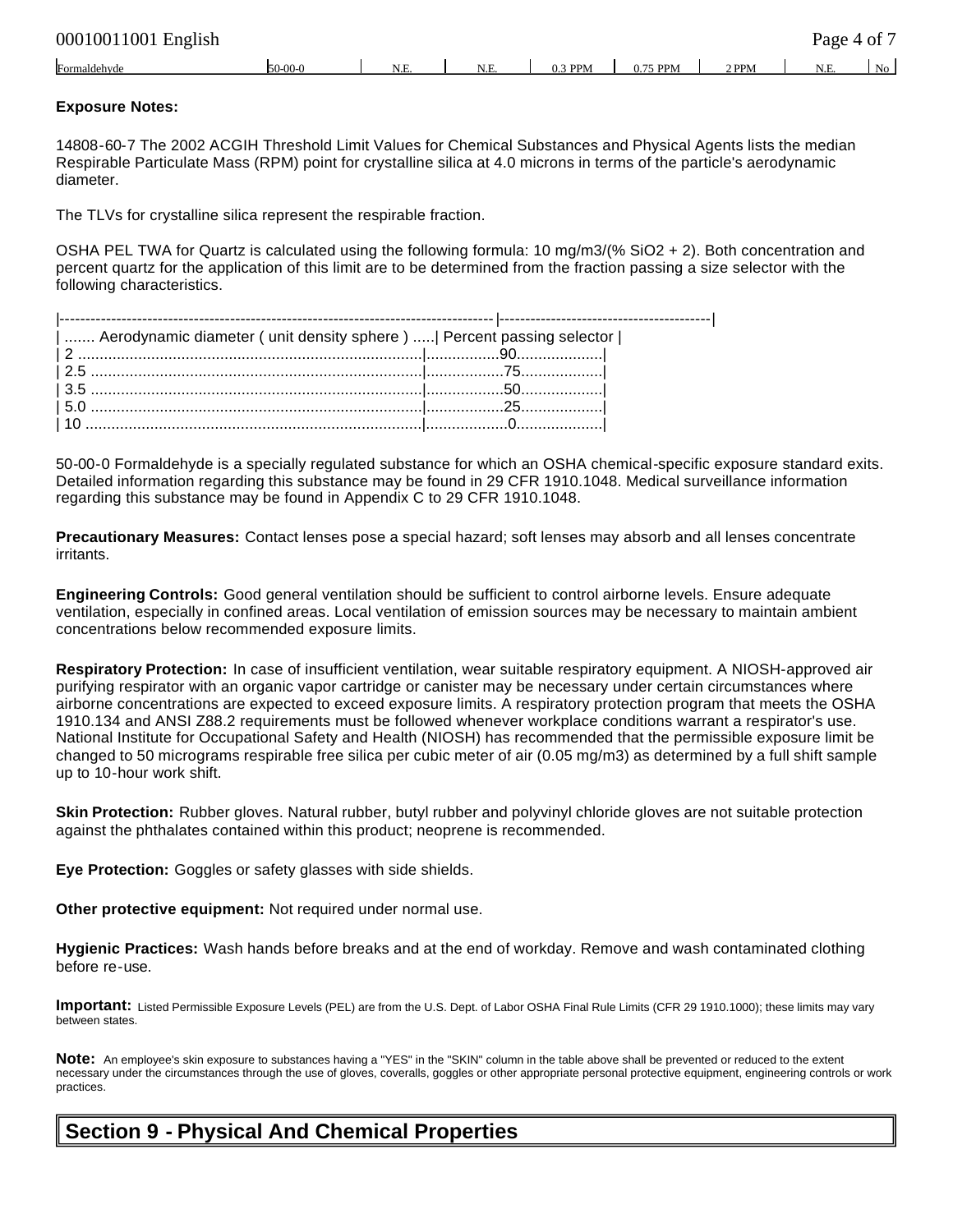| Formaldehyde | 50-00-0 | N.E. | N.E. | 0.3 PPM | 0.75 PPM | 2 PPM | N.E. | No |
|---|---|---|---|---|---|---|---|---|

**Exposure Notes:**

14808-60-7 The 2002 ACGIH Threshold Limit Values for Chemical Substances and Physical Agents lists the median Respirable Particulate Mass (RPM) point for crystalline silica at 4.0 microns in terms of the particle's aerodynamic diameter.

The TLVs for crystalline silica represent the respirable fraction.

OSHA PEL TWA for Quartz is calculated using the following formula: 10 mg/m3/(% SiO2 + 2). Both concentration and percent quartz for the application of this limit are to be determined from the fraction passing a size selector with the following characteristics.

| Aerodynamic diameter ( unit density sphere ) | Percent passing selector |
|---|---|
| 2 | 90 |
| 2.5 | 75 |
| 3.5 | 50 |
| 5.0 | 25 |
| 10 | 0 |

50-00-0 Formaldehyde is a specially regulated substance for which an OSHA chemical-specific exposure standard exits. Detailed information regarding this substance may be found in 29 CFR 1910.1048. Medical surveillance information regarding this substance may be found in Appendix C to 29 CFR 1910.1048.

**Precautionary Measures:** Contact lenses pose a special hazard; soft lenses may absorb and all lenses concentrate irritants.

**Engineering Controls:** Good general ventilation should be sufficient to control airborne levels. Ensure adequate ventilation, especially in confined areas. Local ventilation of emission sources may be necessary to maintain ambient concentrations below recommended exposure limits.

**Respiratory Protection:** In case of insufficient ventilation, wear suitable respiratory equipment. A NIOSH-approved air purifying respirator with an organic vapor cartridge or canister may be necessary under certain circumstances where airborne concentrations are expected to exceed exposure limits. A respiratory protection program that meets the OSHA 1910.134 and ANSI Z88.2 requirements must be followed whenever workplace conditions warrant a respirator's use. National Institute for Occupational Safety and Health (NIOSH) has recommended that the permissible exposure limit be changed to 50 micrograms respirable free silica per cubic meter of air (0.05 mg/m3) as determined by a full shift sample up to 10-hour work shift.

**Skin Protection:** Rubber gloves. Natural rubber, butyl rubber and polyvinyl chloride gloves are not suitable protection against the phthalates contained within this product; neoprene is recommended.

**Eye Protection:** Goggles or safety glasses with side shields.

**Other protective equipment:** Not required under normal use.

**Hygienic Practices:** Wash hands before breaks and at the end of workday. Remove and wash contaminated clothing before re-use.

**Important:** Listed Permissible Exposure Levels (PEL) are from the U.S. Dept. of Labor OSHA Final Rule Limits (CFR 29 1910.1000); these limits may vary between states.

**Note:** An employee's skin exposure to substances having a "YES" in the "SKIN" column in the table above shall be prevented or reduced to the extent necessary under the circumstances through the use of gloves, coveralls, goggles or other appropriate personal protective equipment, engineering controls or work practices.

## Section 9 - Physical And Chemical Properties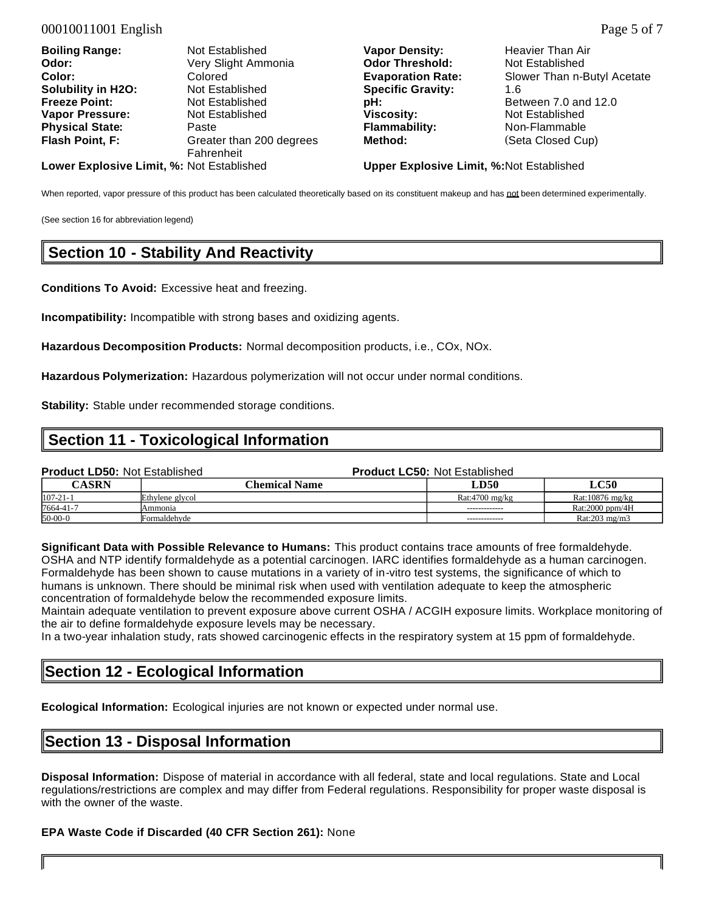**Boiling Range:** Not Established
**Odor:** Very Slight Ammonia
**Color:** Colored
**Solubility in H2O:** Not Established
**Freeze Point:** Not Established
**Vapor Pressure:** Not Established
**Physical State:** Paste
**Flash Point, F:** Greater than 200 degrees Fahrenheit
**Lower Explosive Limit, %:** Not Established

**Vapor Density:** Heavier Than Air
**Odor Threshold:** Not Established
**Evaporation Rate:** Slower Than n-Butyl Acetate
**Specific Gravity:** 1.6
**pH:** Between 7.0 and 12.0
**Viscosity:** Not Established
**Flammability:** Non-Flammable
**Method:** (Seta Closed Cup)
**Upper Explosive Limit, %:** Not Established

When reported, vapor pressure of this product has been calculated theoretically based on its constituent makeup and has not been determined experimentally.

(See section 16 for abbreviation legend)

## Section 10 - Stability And Reactivity

**Conditions To Avoid:** Excessive heat and freezing.

**Incompatibility:** Incompatible with strong bases and oxidizing agents.

**Hazardous Decomposition Products:** Normal decomposition products, i.e., COx, NOx.

**Hazardous Polymerization:** Hazardous polymerization will not occur under normal conditions.

**Stability:** Stable under recommended storage conditions.

## Section 11 - Toxicological Information

**Product LD50:** Not Established **Product LC50:** Not Established

| CASRN | Chemical Name | LD50 | LC50 |
|---|---|---|---|
| 107-21-1 | Ethylene glycol | Rat:4700 mg/kg | Rat:10876 mg/kg |
| 7664-41-7 | Ammonia | ------------- | Rat:2000 ppm/4H |
| 50-00-0 | Formaldehyde | ------------- | Rat:203 mg/m3 |

**Significant Data with Possible Relevance to Humans:** This product contains trace amounts of free formaldehyde. OSHA and NTP identify formaldehyde as a potential carcinogen. IARC identifies formaldehyde as a human carcinogen. Formaldehyde has been shown to cause mutations in a variety of in-vitro test systems, the significance of which to humans is unknown. There should be minimal risk when used with ventilation adequate to keep the atmospheric concentration of formaldehyde below the recommended exposure limits.
Maintain adequate ventilation to prevent exposure above current OSHA / ACGIH exposure limits. Workplace monitoring of the air to define formaldehyde exposure levels may be necessary.
In a two-year inhalation study, rats showed carcinogenic effects in the respiratory system at 15 ppm of formaldehyde.

## Section 12 - Ecological Information

**Ecological Information:** Ecological injuries are not known or expected under normal use.

## Section 13 - Disposal Information

**Disposal Information:** Dispose of material in accordance with all federal, state and local regulations. State and Local regulations/restrictions are complex and may differ from Federal regulations. Responsibility for proper waste disposal is with the owner of the waste.

**EPA Waste Code if Discarded (40 CFR Section 261):** None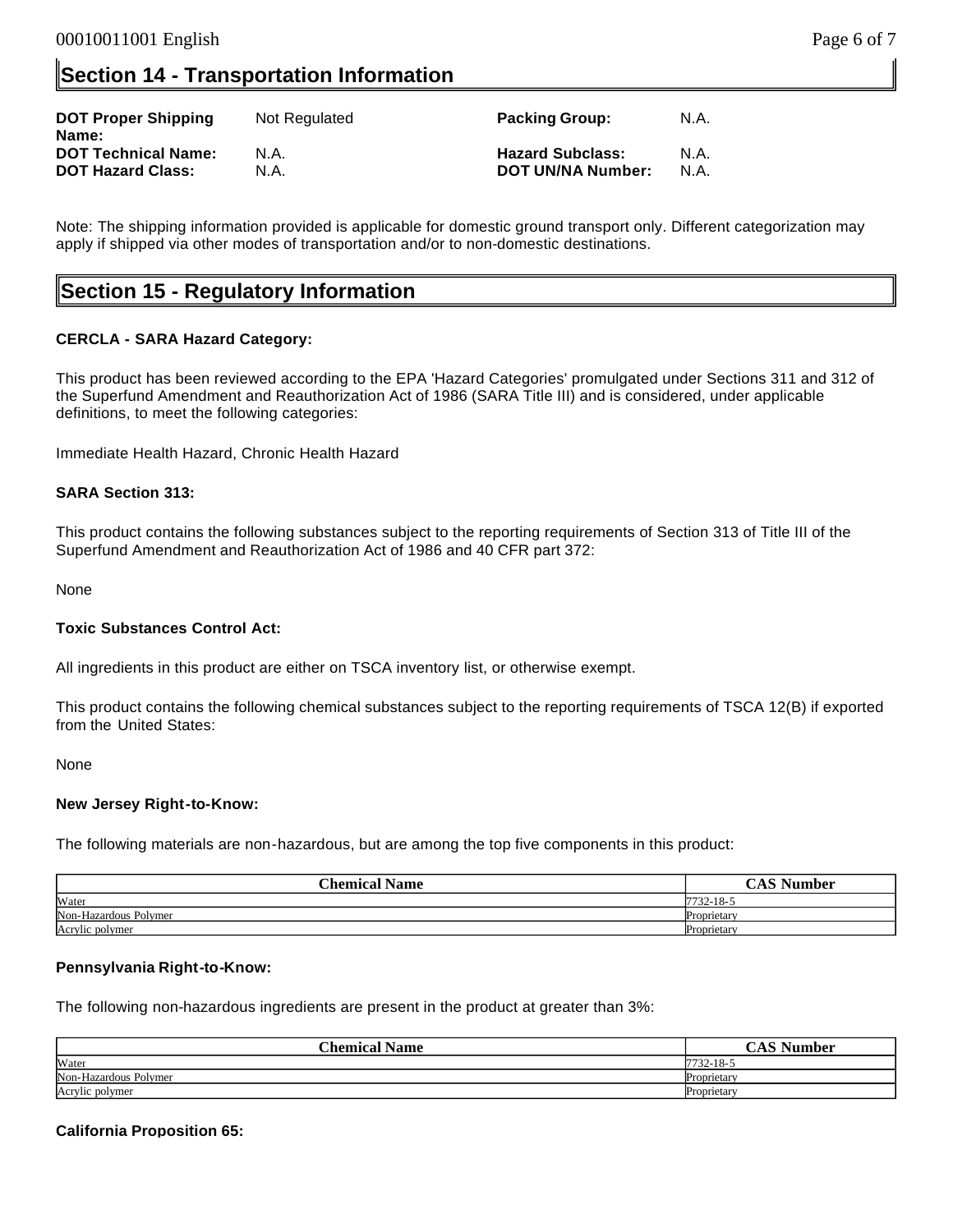## Section 14 - Transportation Information

| | | | |
|---|---|---|---|
| **DOT Proper Shipping Name:** | Not Regulated | **Packing Group:** | N.A. |
| **DOT Technical Name:** | N.A. | **Hazard Subclass:** | N.A. |
| **DOT Hazard Class:** | N.A. | **DOT UN/NA Number:** | N.A. |

Note: The shipping information provided is applicable for domestic ground transport only. Different categorization may apply if shipped via other modes of transportation and/or to non-domestic destinations.

## Section 15 - Regulatory Information

**CERCLA - SARA Hazard Category:**

This product has been reviewed according to the EPA 'Hazard Categories' promulgated under Sections 311 and 312 of the Superfund Amendment and Reauthorization Act of 1986 (SARA Title III) and is considered, under applicable definitions, to meet the following categories:

Immediate Health Hazard, Chronic Health Hazard

**SARA Section 313:**

This product contains the following substances subject to the reporting requirements of Section 313 of Title III of the Superfund Amendment and Reauthorization Act of 1986 and 40 CFR part 372:

None

**Toxic Substances Control Act:**

All ingredients in this product are either on TSCA inventory list, or otherwise exempt.

This product contains the following chemical substances subject to the reporting requirements of TSCA 12(B) if exported from the United States:

None

**New Jersey Right-to-Know:**

The following materials are non-hazardous, but are among the top five components in this product:

| Chemical Name | CAS Number |
|---|---|
| Water | 7732-18-5 |
| Non-Hazardous Polymer | Proprietary |
| Acrylic polymer | Proprietary |

**Pennsylvania Right-to-Know:**

The following non-hazardous ingredients are present in the product at greater than 3%:

| Chemical Name | CAS Number |
|---|---|
| Water | 7732-18-5 |
| Non-Hazardous Polymer | Proprietary |
| Acrylic polymer | Proprietary |

**California Proposition 65:**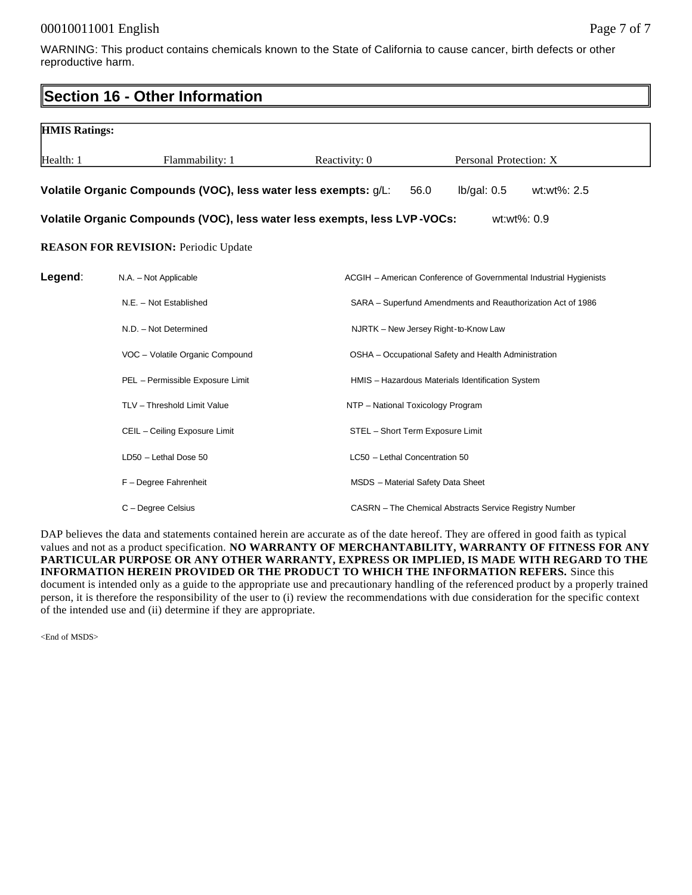WARNING: This product contains chemicals known to the State of California to cause cancer, birth defects or other reproductive harm.

## Section 16 - Other Information

**HMIS Ratings:**

| Health: 1 | Flammability: 1 | Reactivity: 0 | Personal Protection: X |
|---|---|---|---|

**Volatile Organic Compounds (VOC), less water less exempts:** g/L: 56.0 lb/gal: 0.5 wt:wt%: 2.5

**Volatile Organic Compounds (VOC), less water less exempts, less LVP-VOCs:** wt:wt%: 0.9

**REASON FOR REVISION:** Periodic Update

**Legend**:

| | |
|---|---|
| N.A. – Not Applicable | ACGIH – American Conference of Governmental Industrial Hygienists |
| N.E. – Not Established | SARA – Superfund Amendments and Reauthorization Act of 1986 |
| N.D. – Not Determined | NJRTK – New Jersey Right-to-Know Law |
| VOC – Volatile Organic Compound | OSHA – Occupational Safety and Health Administration |
| PEL – Permissible Exposure Limit | HMIS – Hazardous Materials Identification System |
| TLV – Threshold Limit Value | NTP – National Toxicology Program |
| CEIL – Ceiling Exposure Limit | STEL – Short Term Exposure Limit |
| LD50 – Lethal Dose 50 | LC50 – Lethal Concentration 50 |
| F – Degree Fahrenheit | MSDS – Material Safety Data Sheet |
| C – Degree Celsius | CASRN – The Chemical Abstracts Service Registry Number |

DAP believes the data and statements contained herein are accurate as of the date hereof. They are offered in good faith as typical values and not as a product specification. **NO WARRANTY OF MERCHANTABILITY, WARRANTY OF FITNESS FOR ANY PARTICULAR PURPOSE OR ANY OTHER WARRANTY, EXPRESS OR IMPLIED, IS MADE WITH REGARD TO THE INFORMATION HEREIN PROVIDED OR THE PRODUCT TO WHICH THE INFORMATION REFERS.** Since this document is intended only as a guide to the appropriate use and precautionary handling of the referenced product by a properly trained person, it is therefore the responsibility of the user to (i) review the recommendations with due consideration for the specific context of the intended use and (ii) determine if they are appropriate.

<End of MSDS>